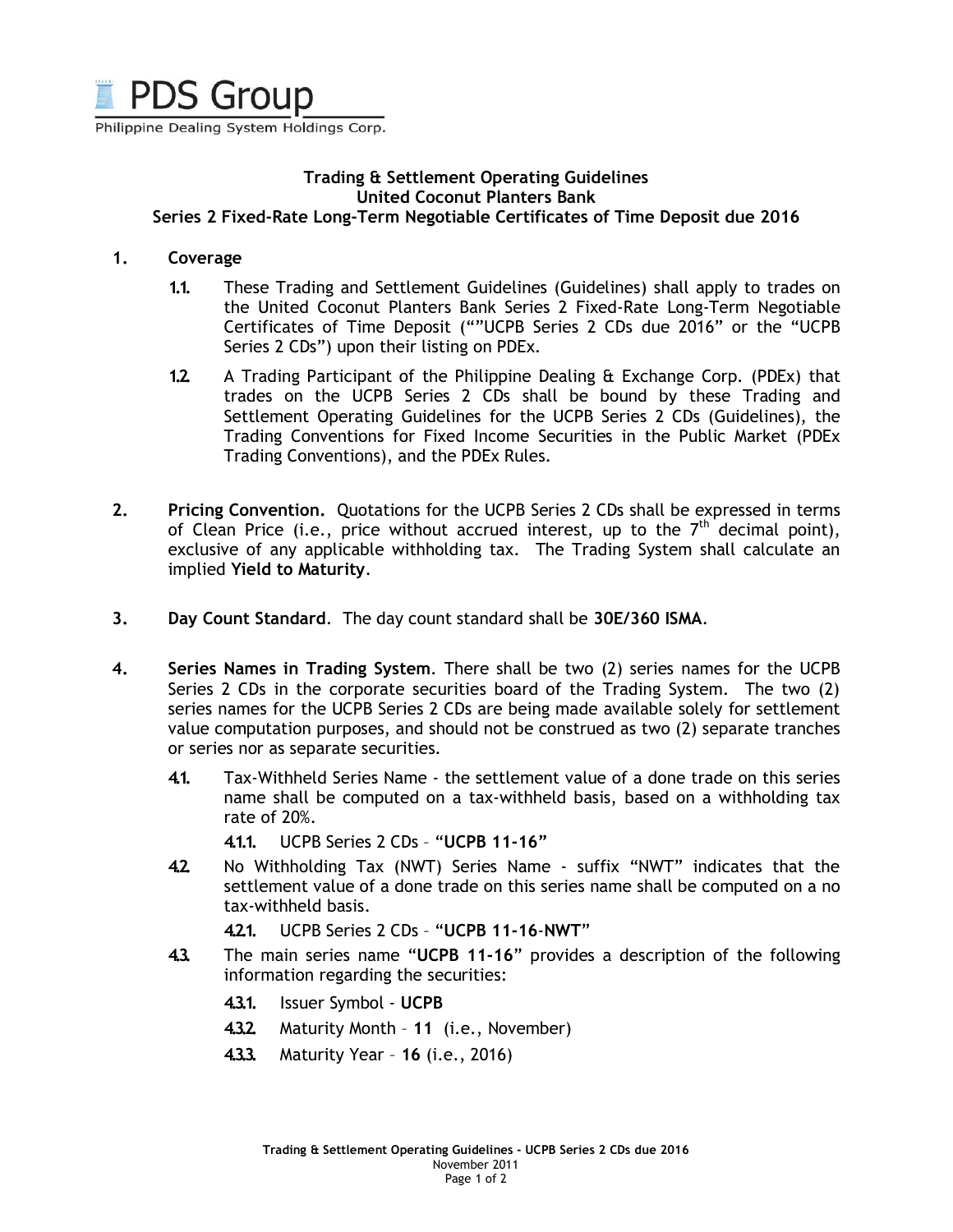PDS Group
Philippine Dealing System Holdings Corp.

**Trading & Settlement Operating Guidelines**
**United Coconut Planters Bank**
**Series 2 Fixed-Rate Long-Term Negotiable Certificates of Time Deposit due 2016**

1. **Coverage**

   1.1. These Trading and Settlement Guidelines (Guidelines) shall apply to trades on the United Coconut Planters Bank Series 2 Fixed-Rate Long-Term Negotiable Certificates of Time Deposit (""UCPB Series 2 CDs due 2016" or the "UCPB Series 2 CDs") upon their listing on PDEx.

   1.2. A Trading Participant of the Philippine Dealing & Exchange Corp. (PDEx) that trades on the UCPB Series 2 CDs shall be bound by these Trading and Settlement Operating Guidelines for the UCPB Series 2 CDs (Guidelines), the Trading Conventions for Fixed Income Securities in the Public Market (PDEx Trading Conventions), and the PDEx Rules.

2. **Pricing Convention.** Quotations for the UCPB Series 2 CDs shall be expressed in terms of Clean Price (i.e., price without accrued interest, up to the 7th decimal point), exclusive of any applicable withholding tax. The Trading System shall calculate an implied **Yield to Maturity**.

3. **Day Count Standard**. The day count standard shall be **30E/360 ISMA**.

4. **Series Names in Trading System**. There shall be two (2) series names for the UCPB Series 2 CDs in the corporate securities board of the Trading System. The two (2) series names for the UCPB Series 2 CDs are being made available solely for settlement value computation purposes, and should not be construed as two (2) separate tranches or series nor as separate securities.

   4.1. Tax-Withheld Series Name - the settlement value of a done trade on this series name shall be computed on a tax-withheld basis, based on a withholding tax rate of 20%.

      4.1.1. UCPB Series 2 CDs – **"UCPB 11-16"**

   4.2. No Withholding Tax (NWT) Series Name - suffix "NWT" indicates that the settlement value of a done trade on this series name shall be computed on a no tax-withheld basis.

      4.2.1. UCPB Series 2 CDs – **"UCPB 11-16-NWT"**

   4.3. The main series name "**UCPB 11-16**" provides a description of the following information regarding the securities:

      4.3.1. Issuer Symbol - **UCPB**

      4.3.2. Maturity Month – **11** (i.e., November)

      4.3.3. Maturity Year – **16** (i.e., 2016)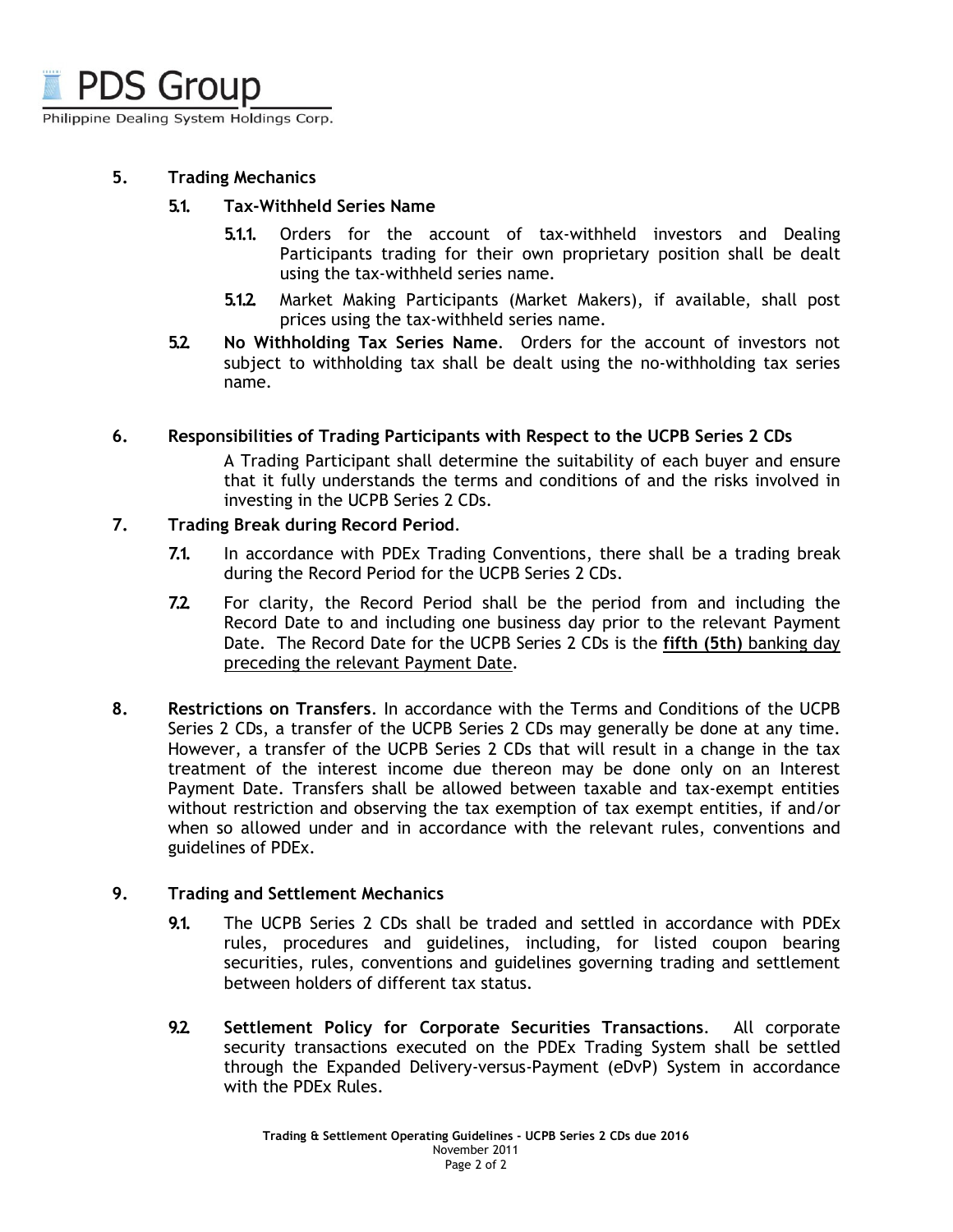## 5. Trading Mechanics

### 5.1. Tax-Withheld Series Name

**5.1.1.** Orders for the account of tax-withheld investors and Dealing Participants trading for their own proprietary position shall be dealt using the tax-withheld series name.

**5.1.2.** Market Making Participants (Market Makers), if available, shall post prices using the tax-withheld series name.

**5.2. No Withholding Tax Series Name**. Orders for the account of investors not subject to withholding tax shall be dealt using the no-withholding tax series name.

## 6. Responsibilities of Trading Participants with Respect to the UCPB Series 2 CDs

A Trading Participant shall determine the suitability of each buyer and ensure that it fully understands the terms and conditions of and the risks involved in investing in the UCPB Series 2 CDs.

## 7. Trading Break during Record Period.

**7.1.** In accordance with PDEx Trading Conventions, there shall be a trading break during the Record Period for the UCPB Series 2 CDs.

**7.2.** For clarity, the Record Period shall be the period from and including the Record Date to and including one business day prior to the relevant Payment Date. The Record Date for the UCPB Series 2 CDs is the **fifth (5th)** banking day preceding the relevant Payment Date.

## 8. Restrictions on Transfers.

In accordance with the Terms and Conditions of the UCPB Series 2 CDs, a transfer of the UCPB Series 2 CDs may generally be done at any time. However, a transfer of the UCPB Series 2 CDs that will result in a change in the tax treatment of the interest income due thereon may be done only on an Interest Payment Date. Transfers shall be allowed between taxable and tax-exempt entities without restriction and observing the tax exemption of tax exempt entities, if and/or when so allowed under and in accordance with the relevant rules, conventions and guidelines of PDEx.

## 9. Trading and Settlement Mechanics

**9.1.** The UCPB Series 2 CDs shall be traded and settled in accordance with PDEx rules, procedures and guidelines, including, for listed coupon bearing securities, rules, conventions and guidelines governing trading and settlement between holders of different tax status.

**9.2. Settlement Policy for Corporate Securities Transactions**. All corporate security transactions executed on the PDEx Trading System shall be settled through the Expanded Delivery-versus-Payment (eDvP) System in accordance with the PDEx Rules.